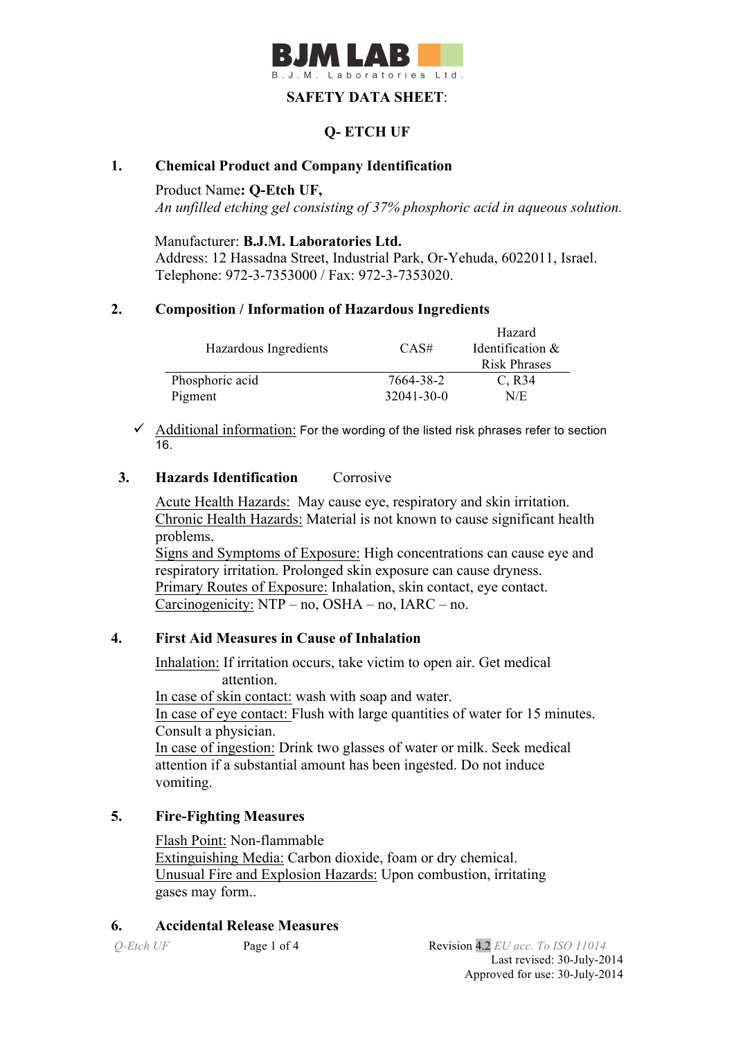**BJM LAB**

B.J.M. Laboratories Ltd.

# SAFETY DATA SHEET:

## Q- ETCH UF

### 1. Chemical Product and Company Identification

Product Name**: Q-Etch UF,**

*An unfilled etching gel consisting of 37% phosphoric acid in aqueous solution.*

Manufacturer: **B.J.M. Laboratories Ltd.**

Address: 12 Hassadna Street, Industrial Park, Or-Yehuda, 6022011, Israel.

Telephone: 972-3-7353000 / Fax: 972-3-7353020.

### 2. Composition / Information of Hazardous Ingredients

| Hazardous Ingredients | CAS# | Hazard Identification & Risk Phrases |
|---|---|---|
| Phosphoric acid | 7664-38-2 | C, R34 |
| Pigment | 32041-30-0 | N/E |

- ✓ Additional information: For the wording of the listed risk phrases refer to section 16.

### 3. Hazards Identification Corrosive

Acute Health Hazards: May cause eye, respiratory and skin irritation.

Chronic Health Hazards: Material is not known to cause significant health problems.

Signs and Symptoms of Exposure: High concentrations can cause eye and respiratory irritation. Prolonged skin exposure can cause dryness.

Primary Routes of Exposure: Inhalation, skin contact, eye contact.

Carcinogenicity: NTP – no, OSHA – no, IARC – no.

### 4. First Aid Measures in Cause of Inhalation

Inhalation: If irritation occurs, take victim to open air. Get medical attention.

In case of skin contact: wash with soap and water.

In case of eye contact: Flush with large quantities of water for 15 minutes. Consult a physician.

In case of ingestion: Drink two glasses of water or milk. Seek medical attention if a substantial amount has been ingested. Do not induce vomiting.

### 5. Fire-Fighting Measures

Flash Point: Non-flammable

Extinguishing Media: Carbon dioxide, foam or dry chemical.

Unusual Fire and Explosion Hazards: Upon combustion, irritating gases may form..

### 6. Accidental Release Measures

Revision 4.2 *EU acc. To ISO 11014*

Last revised: 30-July-2014

Approved for use: 30-July-2014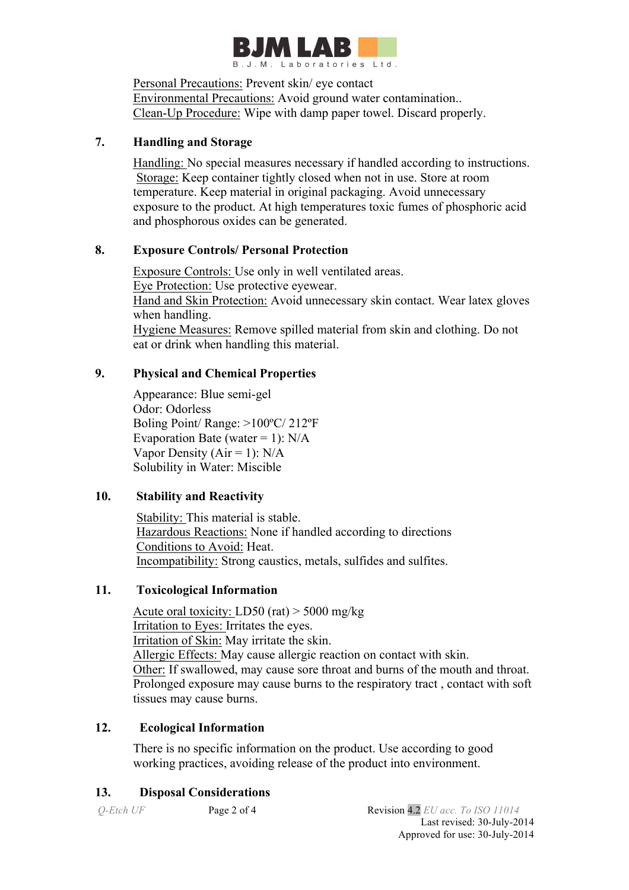Personal Precautions: Prevent skin/ eye contact
Environmental Precautions: Avoid ground water contamination..
Clean-Up Procedure: Wipe with damp paper towel. Discard properly.

## 7. Handling and Storage

Handling: No special measures necessary if handled according to instructions.
Storage: Keep container tightly closed when not in use. Store at room temperature. Keep material in original packaging. Avoid unnecessary exposure to the product. At high temperatures toxic fumes of phosphoric acid and phosphorous oxides can be generated.

## 8. Exposure Controls/ Personal Protection

Exposure Controls: Use only in well ventilated areas.
Eye Protection: Use protective eyewear.
Hand and Skin Protection: Avoid unnecessary skin contact. Wear latex gloves when handling.
Hygiene Measures: Remove spilled material from skin and clothing. Do not eat or drink when handling this material.

## 9. Physical and Chemical Properties

Appearance: Blue semi-gel
Odor: Odorless
Boling Point/ Range: >100ºC/ 212ºF
Evaporation Bate (water = 1): N/A
Vapor Density (Air = 1): N/A
Solubility in Water: Miscible

## 10. Stability and Reactivity

Stability: This material is stable.
Hazardous Reactions: None if handled according to directions
Conditions to Avoid: Heat.
Incompatibility: Strong caustics, metals, sulfides and sulfites.

## 11. Toxicological Information

Acute oral toxicity: LD50 (rat) > 5000 mg/kg
Irritation to Eyes: Irritates the eyes.
Irritation of Skin: May irritate the skin.
Allergic Effects: May cause allergic reaction on contact with skin.
Other: If swallowed, may cause sore throat and burns of the mouth and throat. Prolonged exposure may cause burns to the respiratory tract , contact with soft tissues may cause burns.

## 12. Ecological Information

There is no specific information on the product. Use according to good working practices, avoiding release of the product into environment.

## 13. Disposal Considerations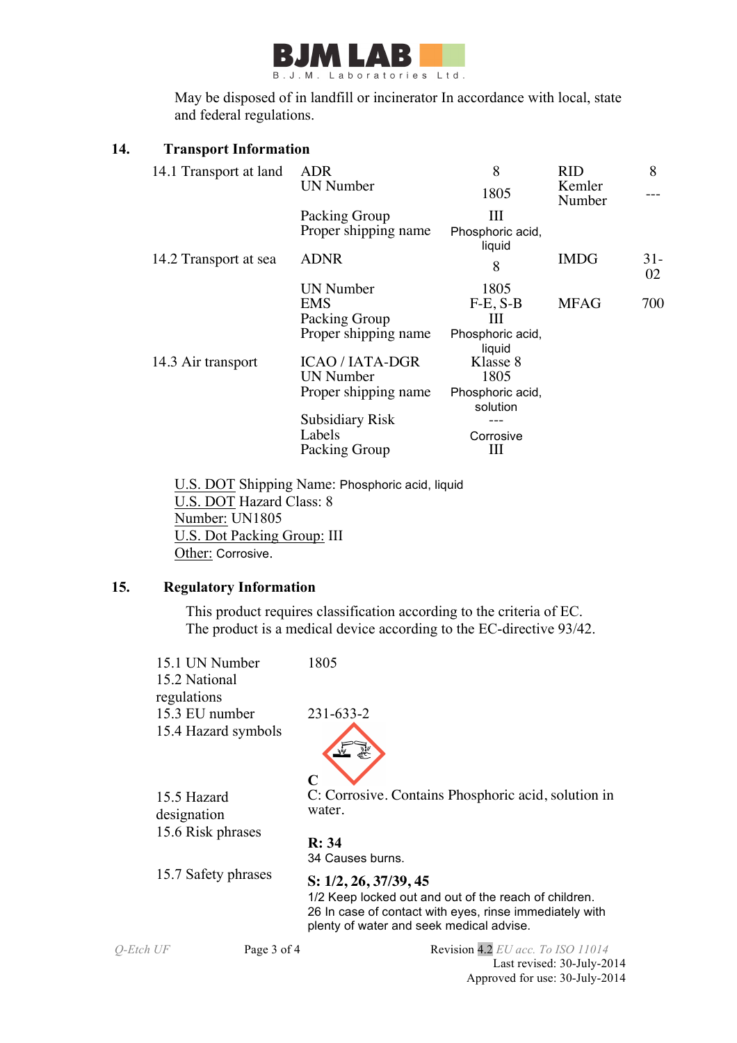May be disposed of in landfill or incinerator In accordance with local, state and federal regulations.

## 14. Transport Information

| | | | | |
|---|---|---|---|---|
| 14.1 Transport at land | ADR | 8 | RID | 8 |
| | UN Number | 1805 | Kemler Number | --- |
| | Packing Group | III | | |
| | Proper shipping name | Phosphoric acid, liquid | | |
| 14.2 Transport at sea | ADNR | 8 | IMDG | 31-02 |
| | UN Number | 1805 | | |
| | EMS | F-E, S-B | MFAG | 700 |
| | Packing Group | III | | |
| | Proper shipping name | Phosphoric acid, liquid | | |
| 14.3 Air transport | ICAO / IATA-DGR | Klasse 8 | | |
| | UN Number | 1805 | | |
| | Proper shipping name | Phosphoric acid, solution | | |
| | Subsidiary Risk | --- | | |
| | Labels | Corrosive | | |
| | Packing Group | III | | |

U.S. DOT Shipping Name: Phosphoric acid, liquid
U.S. DOT Hazard Class: 8
Number: UN1805
U.S. Dot Packing Group: III
Other: Corrosive.

## 15. Regulatory Information

This product requires classification according to the criteria of EC.
The product is a medical device according to the EC-directive 93/42.

| | |
|---|---|
| 15.1 UN Number | 1805 |
| 15.2 National regulations | |
| 15.3 EU number | 231-633-2 |
| 15.4 Hazard symbols | C |
| 15.5 Hazard designation | C: Corrosive. Contains Phosphoric acid, solution in water. |
| 15.6 Risk phrases | **R: 34**<br>34 Causes burns. |
| 15.7 Safety phrases | **S: 1/2, 26, 37/39, 45**<br>1/2 Keep locked out and out of the reach of children.<br>26 In case of contact with eyes, rinse immediately with plenty of water and seek medical advise. |

Q-Etch UF — Revision 4.2 EU acc. To ISO 11014
Last revised: 30-July-2014
Approved for use: 30-July-2014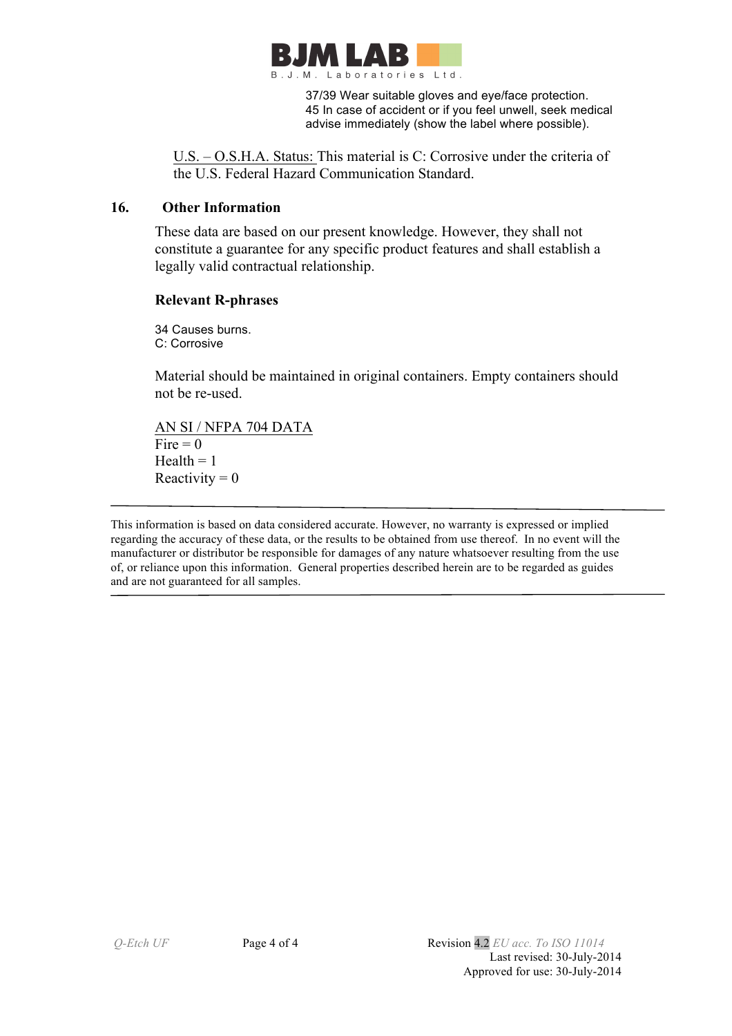37/39 Wear suitable gloves and eye/face protection.
45 In case of accident or if you feel unwell, seek medical advise immediately (show the label where possible).

U.S. – O.S.H.A. Status: This material is C: Corrosive under the criteria of the U.S. Federal Hazard Communication Standard.

## 16. Other Information

These data are based on our present knowledge. However, they shall not constitute a guarantee for any specific product features and shall establish a legally valid contractual relationship.

**Relevant R-phrases**

34 Causes burns.
C: Corrosive

Material should be maintained in original containers. Empty containers should not be re-used.

AN SI / NFPA 704 DATA
Fire = 0
Health = 1
Reactivity = 0

---

This information is based on data considered accurate. However, no warranty is expressed or implied regarding the accuracy of these data, or the results to be obtained from use thereof. In no event will the manufacturer or distributor be responsible for damages of any nature whatsoever resulting from the use of, or reliance upon this information. General properties described herein are to be regarded as guides and are not guaranteed for all samples.

---